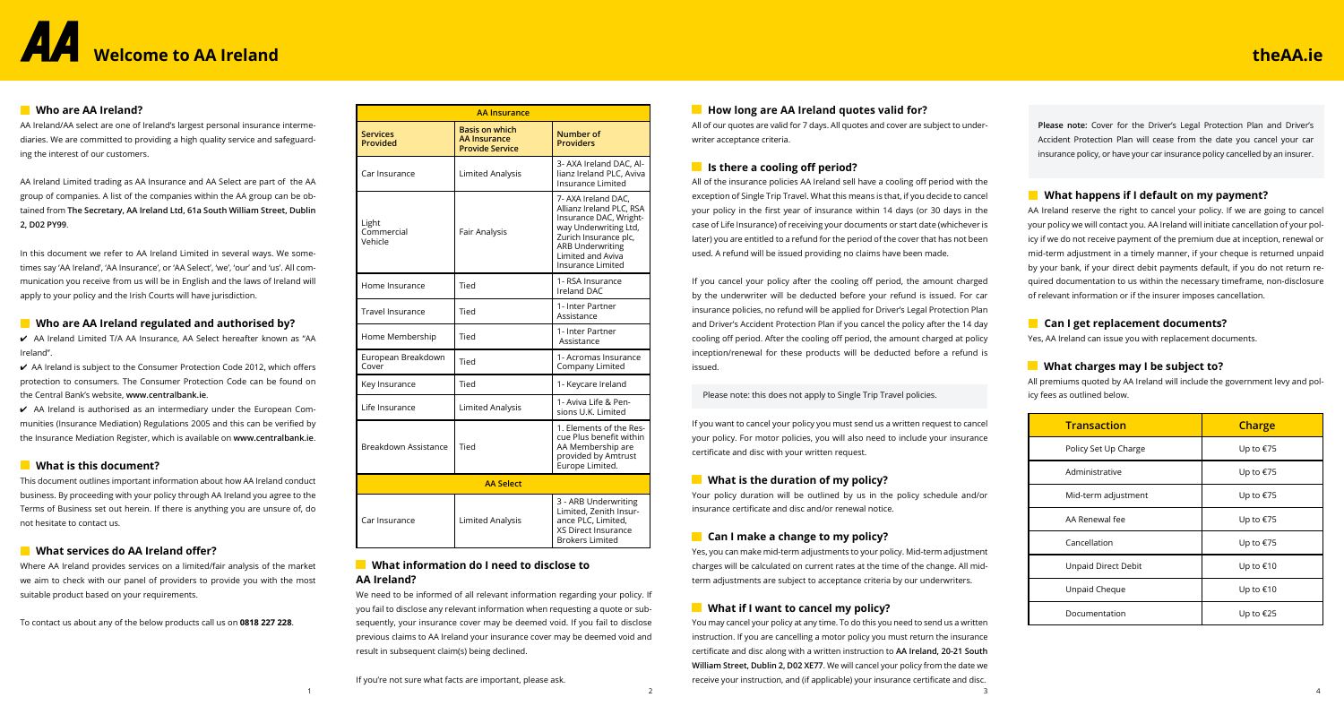# Welcome to AA Ireland

## Who are AA Ireland?

AA Ireland/AA select are one of Ireland's largest personal insurance intermediaries. We are committed to providing a high quality service and safeguarding the interest of our customers.

AA Ireland Limited trading as AA Insurance and AA Select are part of the AA group of companies. A list of the companies within the AA group can be obtained from **The Secretary, AA Ireland Ltd, 61a South William Street, Dublin 2, D02 PY99**.

In this document we refer to AA Ireland Limited in several ways. We sometimes say 'AA Ireland', 'AA Insurance', or 'AA Select', 'we', 'our' and 'us'. All communication you receive from us will be in English and the laws of Ireland will apply to your policy and the Irish Courts will have jurisdiction.

## Who are AA Ireland regulated and authorised by?

✔ AA Ireland Limited T/A AA Insurance, AA Select hereafter known as "AA Ireland".

✔ AA Ireland is subject to the Consumer Protection Code 2012, which offers protection to consumers. The Consumer Protection Code can be found on the Central Bank's website, **www.centralbank.ie**.

✔ AA Ireland is authorised as an intermediary under the European Communities (Insurance Mediation) Regulations 2005 and this can be verified by the Insurance Mediation Register, which is available on **www.centralbank.ie**.

## What is this document?

This document outlines important information about how AA Ireland conduct business. By proceeding with your policy through AA Ireland you agree to the Terms of Business set out herein. If there is anything you are unsure of, do not hesitate to contact us.

## What services do AA Ireland offer?

Where AA Ireland provides services on a limited/fair analysis of the market we aim to check with our panel of providers to provide you with the most suitable product based on your requirements.

To contact us about any of the below products call us on **0818 227 228**.

| **AA Insurance** | | |
|---|---|---|
| **Services Provided** | **Basis on which AA Insurance Provide Service** | **Number of Providers** |
| Car Insurance | Limited Analysis | 3- AXA Ireland DAC, Allianz Ireland PLC, Aviva Insurance Limited |
| Light Commercial Vehicle | Fair Analysis | 7- AXA Ireland DAC, Allianz Ireland PLC, RSA Insurance DAC, Wrightway Underwriting Ltd, Zurich Insurance plc, ARB Underwriting Limited and Aviva Insurance Limited |
| Home Insurance | Tied | 1- RSA Insurance Ireland DAC |
| Travel Insurance | Tied | 1- Inter Partner Assistance |
| Home Membership | Tied | 1- Inter Partner Assistance |
| European Breakdown Cover | Tied | 1- Acromas Insurance Company Limited |
| Key Insurance | Tied | 1- Keycare Ireland |
| Life Insurance | Limited Analysis | 1- Aviva Life & Pensions U.K. Limited |
| Breakdown Assistance | Tied | 1. Elements of the Rescue Plus benefit within AA Membership are provided by Amtrust Europe Limited. |
| **AA Select** | | |
| Car Insurance | Limited Analysis | 3 - ARB Underwriting Limited, Zenith Insurance PLC, Limited, XS Direct Insurance Brokers Limited |

## What information do I need to disclose to AA Ireland?

We need to be informed of all relevant information regarding your policy. If you fail to disclose any relevant information when requesting a quote or subsequently, your insurance cover may be deemed void. If you fail to disclose previous claims to AA Ireland your insurance cover may be deemed void and result in subsequent claim(s) being declined.

If you're not sure what facts are important, please ask.

## How long are AA Ireland quotes valid for?

All of our quotes are valid for 7 days. All quotes and cover are subject to underwriter acceptance criteria.

## Is there a cooling off period?

All of the insurance policies AA Ireland sell have a cooling off period with the exception of Single Trip Travel. What this means is that, if you decide to cancel your policy in the first year of insurance within 14 days (or 30 days in the case of Life Insurance) of receiving your documents or start date (whichever is later) you are entitled to a refund for the period of the cover that has not been used. A refund will be issued providing no claims have been made.

If you cancel your policy after the cooling off period, the amount charged by the underwriter will be deducted before your refund is issued. For car insurance policies, no refund will be applied for Driver's Legal Protection Plan and Driver's Accident Protection Plan if you cancel the policy after the 14 day cooling off period. After the cooling off period, the amount charged at policy inception/renewal for these products will be deducted before a refund is issued.

Please note: this does not apply to Single Trip Travel policies.

If you want to cancel your policy you must send us a written request to cancel your policy. For motor policies, you will also need to include your insurance certificate and disc with your written request.

## What is the duration of my policy?

Your policy duration will be outlined by us in the policy schedule and/or insurance certificate and disc and/or renewal notice.

## Can I make a change to my policy?

Yes, you can make mid-term adjustments to your policy. Mid-term adjustment charges will be calculated on current rates at the time of the change. All mid-term adjustments are subject to acceptance criteria by our underwriters.

## What if I want to cancel my policy?

You may cancel your policy at any time. To do this you need to send us a written instruction. If you are cancelling a motor policy you must return the insurance certificate and disc along with a written instruction to **AA Ireland, 20-21 South William Street, Dublin 2, D02 XE77**. We will cancel your policy from the date we receive your instruction, and (if applicable) your insurance certificate and disc.

**Please note:** Cover for the Driver's Legal Protection Plan and Driver's Accident Protection Plan will cease from the date you cancel your car insurance policy, or have your car insurance policy cancelled by an insurer.

## What happens if I default on my payment?

AA Ireland reserve the right to cancel your policy. If we are going to cancel your policy we will contact you. AA Ireland will initiate cancellation of your policy if we do not receive payment of the premium due at inception, renewal or mid-term adjustment in a timely manner, if your cheque is returned unpaid by your bank, if your direct debit payments default, if you do not return required documentation to us within the necessary timeframe, non-disclosure of relevant information or if the insurer imposes cancellation.

## Can I get replacement documents?

Yes, AA Ireland can issue you with replacement documents.

## What charges may I be subject to?

All premiums quoted by AA Ireland will include the government levy and policy fees as outlined below.

| Transaction | Charge |
|---|---|
| Policy Set Up Charge | Up to €75 |
| Administrative | Up to €75 |
| Mid-term adjustment | Up to €75 |
| AA Renewal fee | Up to €75 |
| Cancellation | Up to €75 |
| Unpaid Direct Debit | Up to €10 |
| Unpaid Cheque | Up to €10 |
| Documentation | Up to €25 |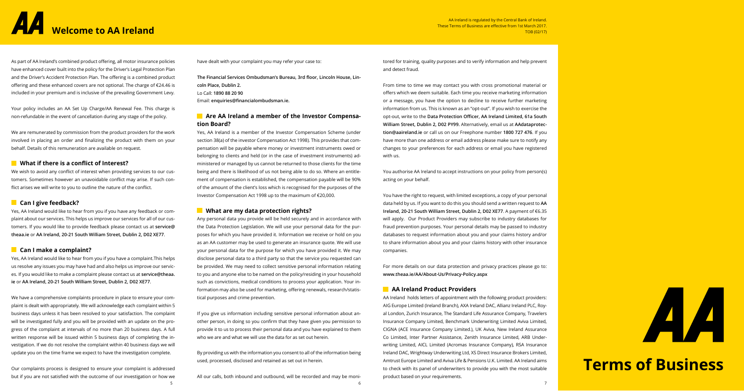# Welcome to AA Ireland

AA Ireland is regulated by the Central Bank of Ireland. These Terms of Business are effective from 1st March 2017. TOB (02/17)

As part of AA Ireland's combined product offering, all motor insurance policies have enhanced cover built into the policy for the Driver's Legal Protection Plan and the Driver's Accident Protection Plan. The offering is a combined product offering and these enhanced covers are not optional. The charge of €24.46 is included in your premium and is inclusive of the prevailing Government Levy.

Your policy includes an AA Set Up Charge/AA Renewal Fee. This charge is non-refundable in the event of cancellation during any stage of the policy.

We are remunerated by commission from the product providers for the work involved in placing an order and finalizing the product with them on your behalf. Details of this remuneration are available on request.

## What if there is a conflict of Interest?

We wish to avoid any conflict of interest when providing services to our customers. Sometimes however an unavoidable conflict may arise. If such conflict arises we will write to you to outline the nature of the conflict.

## Can I give feedback?

Yes, AA Ireland would like to hear from you if you have any feedback or complaint about our services. This helps us improve our services for all of our customers. If you would like to provide feedback please contact us at **service@theaa.ie** or **AA Ireland, 20-21 South William Street, Dublin 2, D02 XE77**.

## Can I make a complaint?

Yes, AA Ireland would like to hear from you if you have a complaint.This helps us resolve any issues you may have had and also helps us improve our services. If you would like to make a complaint please contact us at **service@theaa.ie** or **AA Ireland, 20-21 South William Street, Dublin 2, D02 XE77**.

We have a comprehensive complaints procedure in place to ensure your complaint is dealt with appropriately. We will acknowledge each complaint within 5 business days unless it has been resolved to your satisfaction. The complaint will be investigated fully and you will be provided with an update on the progress of the complaint at intervals of no more than 20 business days. A full written response will be issued within 5 business days of completing the investigation. If we do not resolve the complaint within 40 business days we will update you on the time frame we expect to have the investigation complete.

Our complaints process is designed to ensure your complaint is addressed but if you are not satisfied with the outcome of our investigation or how we have dealt with your complaint you may refer your case to:

**The Financial Services Ombudsman's Bureau, 3rd floor, Lincoln House, Lincoln Place, Dublin 2.**
Lo Call: **1890 88 20 90**
Email: **enquiries@financialombudsman.ie.**

## Are AA Ireland a member of the Investor Compensation Board?

Yes, AA Ireland is a member of the Investor Compensation Scheme (under section 38(a) of the investor Compensation Act 1998). This provides that compensation will be payable where money or investment instruments owed or belonging to clients and held (or in the case of investment instruments) administered or managed by us cannot be returned to those clients for the time being and there is likelihood of us not being able to do so. Where an entitlement of compensation is established, the compensation payable will be 90% of the amount of the client's loss which is recognised for the purposes of the Investor Compensation Act 1998 up to the maximum of €20,000.

## What are my data protection rights?

Any personal data you provide will be held securely and in accordance with the Data Protection Legislation. We will use your personal data for the purposes for which you have provided it. Information we receive or hold on you as an AA customer may be used to generate an insurance quote. We will use your personal data for the purpose for which you have provided it. We may disclose personal data to a third party so that the service you requested can be provided. We may need to collect sensitive personal information relating to you and anyone else to be named on the policy/residing in your household such as convictions, medical conditions to process your application. Your information may also be used for marketing, offering renewals, research/statistical purposes and crime prevention.

If you give us information including sensitive personal information about another person, in doing so you confirm that they have given you permission to provide it to us to process their personal data and you have explained to them who we are and what we will use the data for as set out herein.

By providing us with the information you consent to all of the information being used, processed, disclosed and retained as set out in herein.

All our calls, both inbound and outbound, will be recorded and may be monitored for training, quality purposes and to verify information and help prevent and detect fraud.

From time to time we may contact you with cross promotional material or offers which we deem suitable. Each time you receive marketing information or a message, you have the option to decline to receive further marketing information from us. This is known as an "opt-out". If you wish to exercise the opt-out, write to the **Data Protection Officer, AA Ireland Limited, 61a South William Street, Dublin 2, D02 PY99.** Alternatively, email us at **AAdataprotection@aaireland.ie** or call us on our Freephone number **1800 727 476**. If you have more than one address or email address please make sure to notify any changes to your preferences for each address or email you have registered with us.

You authorise AA Ireland to accept instructions on your policy from person(s) acting on your behalf.

You have the right to request, with limited exceptions, a copy of your personal data held by us. If you want to do this you should send a written request to **AA Ireland, 20-21 South William Street, Dublin 2, D02 XE77**. A payment of €6.35 will apply. Our Product Providers may subscribe to industry databases for fraud prevention purposes. Your personal details may be passed to industry databases to request information about you and your claims history and/or to share information about you and your claims history with other insurance companies.

For more details on our data protection and privacy practices please go to: **www.theaa.ie/AA/About-Us/Privacy-Policy.aspx**

## AA Ireland Product Providers

AA Ireland holds letters of appointment with the following product providers: AIG Europe Limited (Ireland Branch), AXA Ireland DAC, Allianz Ireland PLC, Royal London, Zurich Insurance, The Standard Life Assurance Company, Travelers Insurance Company Limited, Benchmark Underwriting Limited Aviva Limited, CIGNA (ACE Insurance Company Limited.), UK Aviva, New Ireland Assurance Co Limited, Inter Partner Assistance, Zenith Insurance Limited, ARB Underwriting Limited, AICL Limited (Acromas Insurance Company), RSA Insurance Ireland DAC, Wrightway Underwriting Ltd, XS Direct Insurance Brokers Limited, Amtrust Europe Limited and Aviva Life & Pensions U.K. Limited. AA Ireland aims to check with its panel of underwriters to provide you with the most suitable product based on your requirements.

# Terms of Business